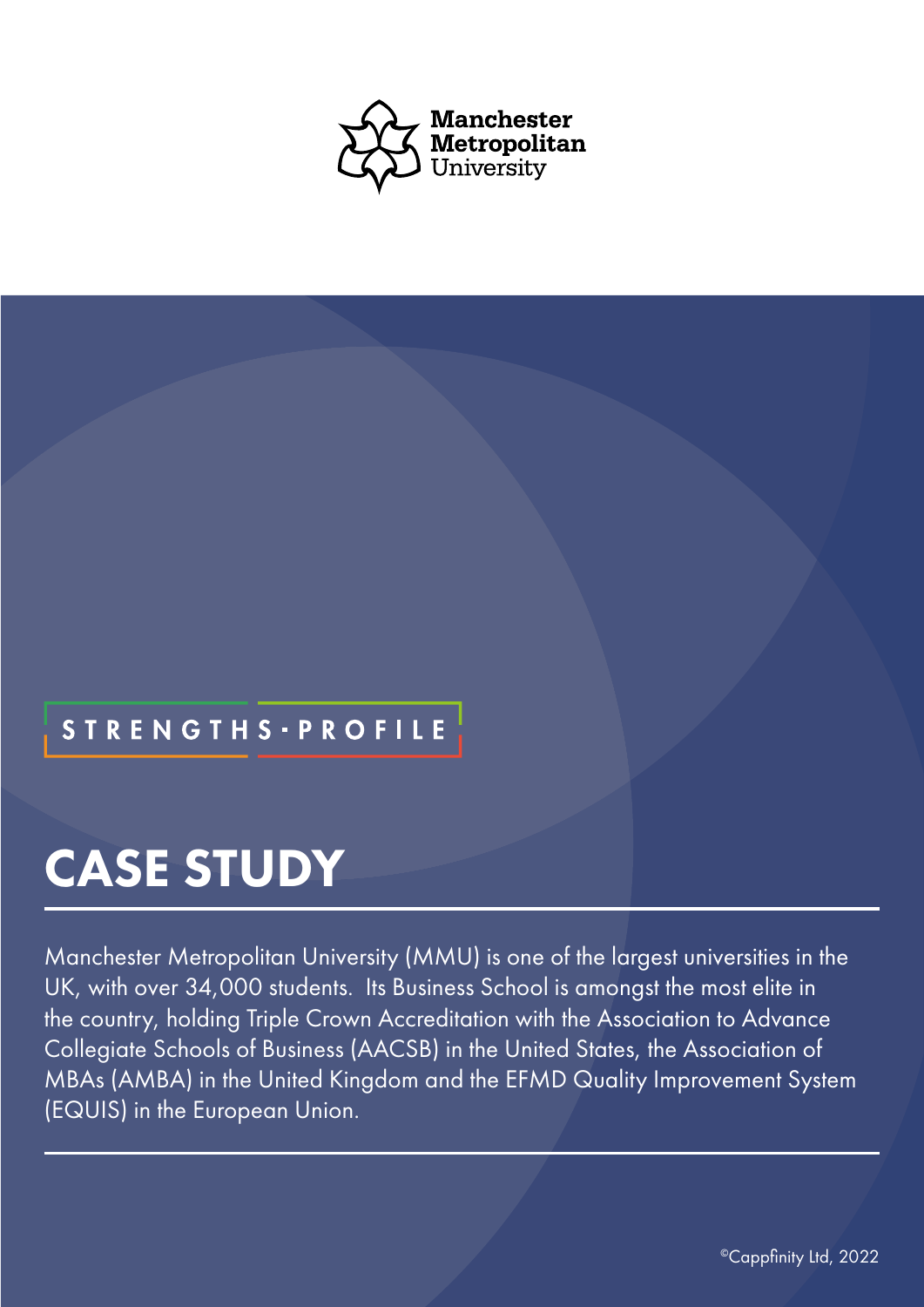Manchester Metropolitan University

STRENGTHS·PROFILE

# CASE STUDY

Manchester Metropolitan University (MMU) is one of the largest universities in the UK, with over 34,000 students. Its Business School is amongst the most elite in the country, holding Triple Crown Accreditation with the Association to Advance Collegiate Schools of Business (AACSB) in the United States, the Association of MBAs (AMBA) in the United Kingdom and the EFMD Quality Improvement System (EQUIS) in the European Union.

©Cappfinity Ltd, 2022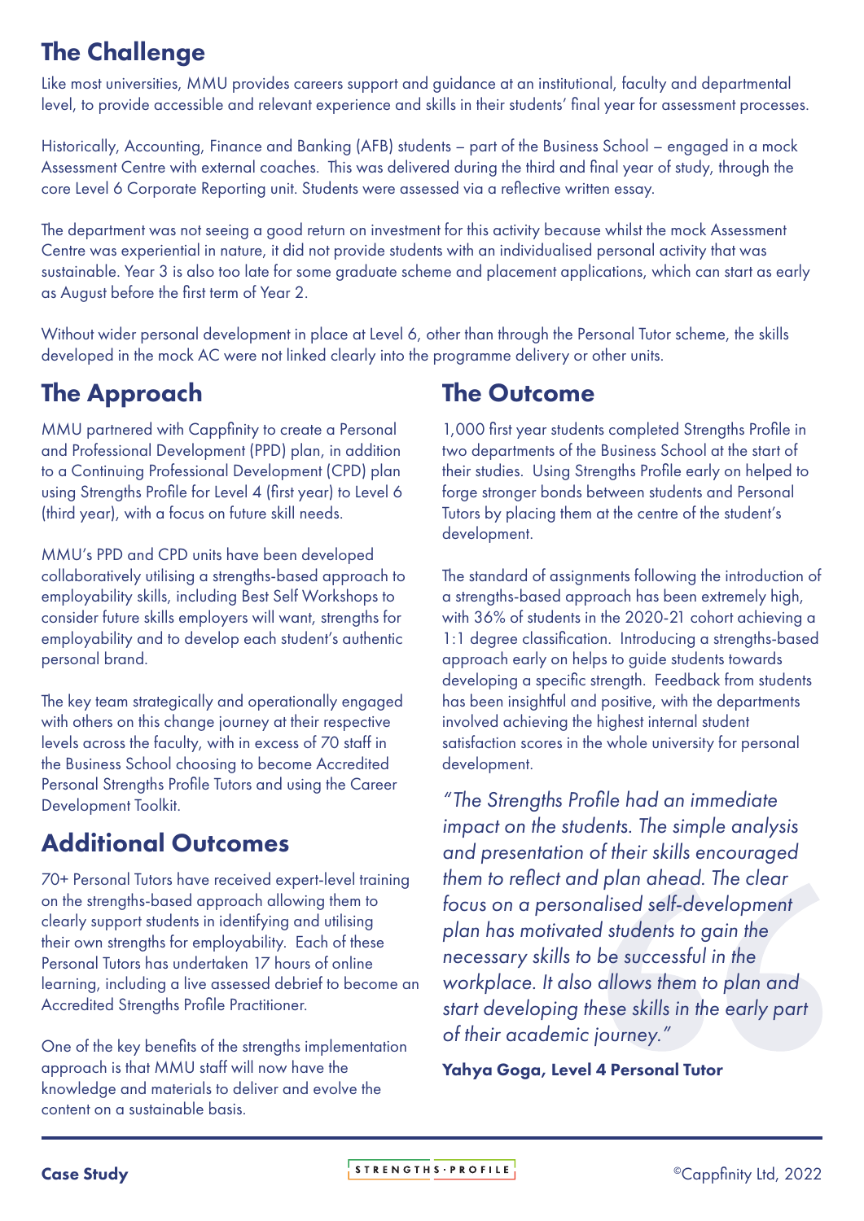## The Challenge

Like most universities, MMU provides careers support and guidance at an institutional, faculty and departmental level, to provide accessible and relevant experience and skills in their students' final year for assessment processes.

Historically, Accounting, Finance and Banking (AFB) students – part of the Business School – engaged in a mock Assessment Centre with external coaches. This was delivered during the third and final year of study, through the core Level 6 Corporate Reporting unit. Students were assessed via a reflective written essay.

The department was not seeing a good return on investment for this activity because whilst the mock Assessment Centre was experiential in nature, it did not provide students with an individualised personal activity that was sustainable. Year 3 is also too late for some graduate scheme and placement applications, which can start as early as August before the first term of Year 2.

Without wider personal development in place at Level 6, other than through the Personal Tutor scheme, the skills developed in the mock AC were not linked clearly into the programme delivery or other units.

## The Approach

MMU partnered with Cappfinity to create a Personal and Professional Development (PPD) plan, in addition to a Continuing Professional Development (CPD) plan using Strengths Profile for Level 4 (first year) to Level 6 (third year), with a focus on future skill needs.

MMU's PPD and CPD units have been developed collaboratively utilising a strengths-based approach to employability skills, including Best Self Workshops to consider future skills employers will want, strengths for employability and to develop each student's authentic personal brand.

The key team strategically and operationally engaged with others on this change journey at their respective levels across the faculty, with in excess of 70 staff in the Business School choosing to become Accredited Personal Strengths Profile Tutors and using the Career Development Toolkit.

## Additional Outcomes

70+ Personal Tutors have received expert-level training on the strengths-based approach allowing them to clearly support students in identifying and utilising their own strengths for employability. Each of these Personal Tutors has undertaken 17 hours of online learning, including a live assessed debrief to become an Accredited Strengths Profile Practitioner.

One of the key benefits of the strengths implementation approach is that MMU staff will now have the knowledge and materials to deliver and evolve the content on a sustainable basis.

## The Outcome

1,000 first year students completed Strengths Profile in two departments of the Business School at the start of their studies. Using Strengths Profile early on helped to forge stronger bonds between students and Personal Tutors by placing them at the centre of the student's development.

The standard of assignments following the introduction of a strengths-based approach has been extremely high, with 36% of students in the 2020-21 cohort achieving a 1:1 degree classification. Introducing a strengths-based approach early on helps to guide students towards developing a specific strength. Feedback from students has been insightful and positive, with the departments involved achieving the highest internal student satisfaction scores in the whole university for personal development.

*"The Strengths Profile had an immediate impact on the students. The simple analysis and presentation of their skills encouraged them to reflect and plan ahead. The clear focus on a personalised self-development plan has motivated students to gain the necessary skills to be successful in the workplace. It also allows them to plan and start developing these skills in the early part of their academic journey."*

**Yahya Goga, Level 4 Personal Tutor**

**Case Study**

STRENGTHS·PROFILE

©Cappfinity Ltd, 2022